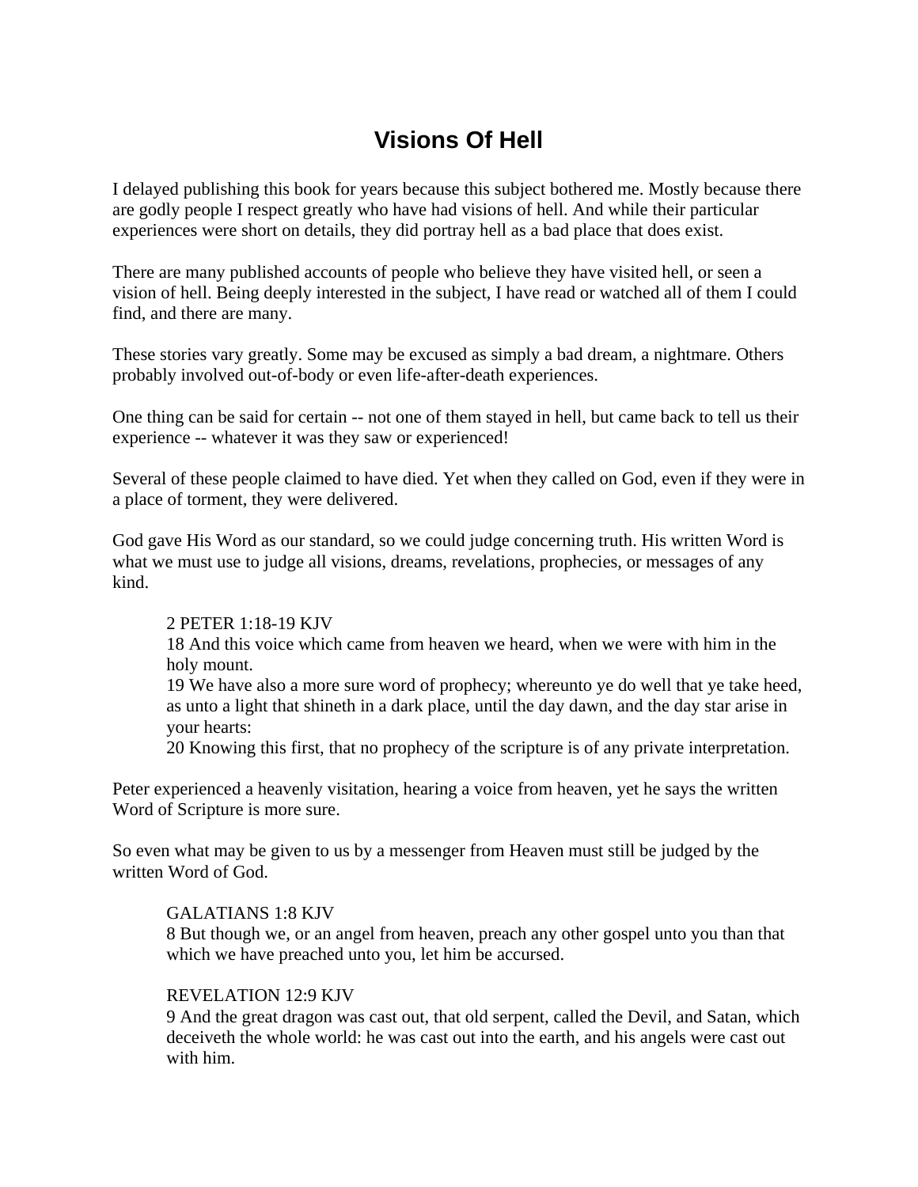# Visions Of Hell

I delayed publishing this book for years because this subject bothered me. Mostly because there are godly people I respect greatly who have had visions of hell. And while their particular experiences were short on details, they did portray hell as a bad place that does exist.

There are many published accounts of people who believe they have visited hell, or seen a vision of hell. Being deeply interested in the subject, I have read or watched all of them I could find, and there are many.

These stories vary greatly. Some may be excused as simply a bad dream, a nightmare. Others probably involved out-of-body or even life-after-death experiences.

One thing can be said for certain -- not one of them stayed in hell, but came back to tell us their experience -- whatever it was they saw or experienced!

Several of these people claimed to have died. Yet when they called on God, even if they were in a place of torment, they were delivered.

God gave His Word as our standard, so we could judge concerning truth. His written Word is what we must use to judge all visions, dreams, revelations, prophecies, or messages of any kind.

> 2 PETER 1:18-19 KJV
> 18 And this voice which came from heaven we heard, when we were with him in the holy mount.
> 19 We have also a more sure word of prophecy; whereunto ye do well that ye take heed, as unto a light that shineth in a dark place, until the day dawn, and the day star arise in your hearts:
> 20 Knowing this first, that no prophecy of the scripture is of any private interpretation.

Peter experienced a heavenly visitation, hearing a voice from heaven, yet he says the written Word of Scripture is more sure.

So even what may be given to us by a messenger from Heaven must still be judged by the written Word of God.

> GALATIANS 1:8 KJV
> 8 But though we, or an angel from heaven, preach any other gospel unto you than that which we have preached unto you, let him be accursed.

> REVELATION 12:9 KJV
> 9 And the great dragon was cast out, that old serpent, called the Devil, and Satan, which deceiveth the whole world: he was cast out into the earth, and his angels were cast out with him.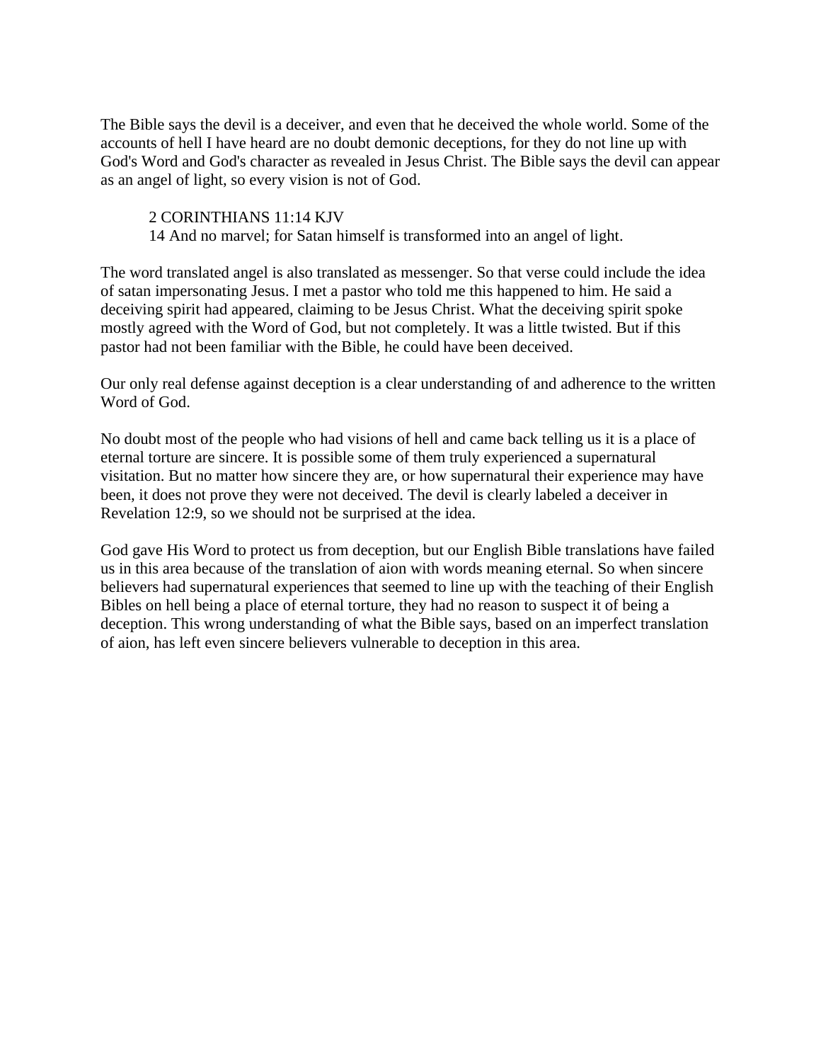The Bible says the devil is a deceiver, and even that he deceived the whole world. Some of the accounts of hell I have heard are no doubt demonic deceptions, for they do not line up with God's Word and God's character as revealed in Jesus Christ. The Bible says the devil can appear as an angel of light, so every vision is not of God.

> 2 CORINTHIANS 11:14 KJV
> 14 And no marvel; for Satan himself is transformed into an angel of light.

The word translated angel is also translated as messenger. So that verse could include the idea of satan impersonating Jesus. I met a pastor who told me this happened to him. He said a deceiving spirit had appeared, claiming to be Jesus Christ. What the deceiving spirit spoke mostly agreed with the Word of God, but not completely. It was a little twisted. But if this pastor had not been familiar with the Bible, he could have been deceived.

Our only real defense against deception is a clear understanding of and adherence to the written Word of God.

No doubt most of the people who had visions of hell and came back telling us it is a place of eternal torture are sincere. It is possible some of them truly experienced a supernatural visitation. But no matter how sincere they are, or how supernatural their experience may have been, it does not prove they were not deceived. The devil is clearly labeled a deceiver in Revelation 12:9, so we should not be surprised at the idea.

God gave His Word to protect us from deception, but our English Bible translations have failed us in this area because of the translation of aion with words meaning eternal. So when sincere believers had supernatural experiences that seemed to line up with the teaching of their English Bibles on hell being a place of eternal torture, they had no reason to suspect it of being a deception. This wrong understanding of what the Bible says, based on an imperfect translation of aion, has left even sincere believers vulnerable to deception in this area.